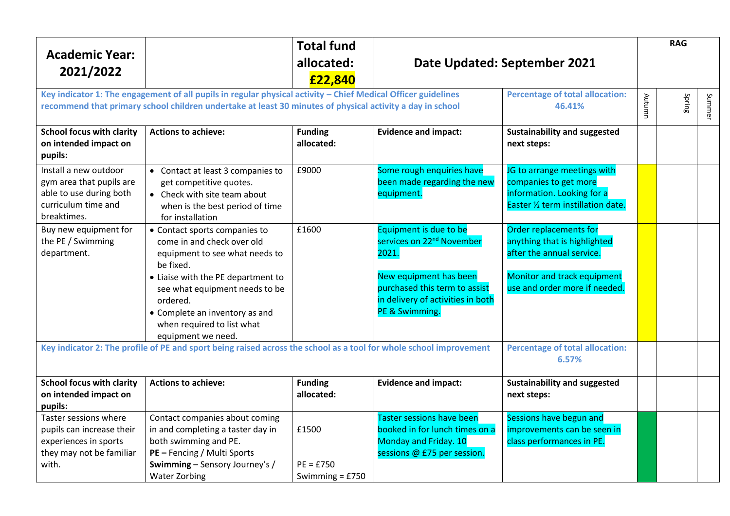| **Academic Year: 2021/2022** | | **Total fund allocated: £22,840** | **Date Updated: September 2021** | | **RAG** | | |
|---|---|---|---|---|---|---|---|
| **Key indicator 1: The engagement of all pupils in regular physical activity – Chief Medical Officer guidelines recommend that primary school children undertake at least 30 minutes of physical activity a day in school** | | | | **Percentage of total allocation: 46.41%** | Autumn | Spring | Summer |
| **School focus with clarity on intended impact on pupils:** | **Actions to achieve:** | **Funding allocated:** | **Evidence and impact:** | **Sustainability and suggested next steps:** | | | |
| Install a new outdoor gym area that pupils are able to use during both curriculum time and breaktimes. | • Contact at least 3 companies to get competitive quotes.<br>• Check with site team about when is the best period of time for installation | £9000 | Some rough enquiries have been made regarding the new equipment. | JG to arrange meetings with companies to get more information. Looking for a Easter ½ term instillation date. | | | |
| Buy new equipment for the PE / Swimming department. | • Contact sports companies to come in and check over old equipment to see what needs to be fixed.<br>• Liaise with the PE department to see what equipment needs to be ordered.<br>• Complete an inventory as and when required to list what equipment we need. | £1600 | Equipment is due to be services on 22nd November 2021.<br><br>New equipment has been purchased this term to assist in delivery of activities in both PE & Swimming. | Order replacements for anything that is highlighted after the annual service.<br><br>Monitor and track equipment use and order more if needed. | | | |
| **Key indicator 2: The profile of PE and sport being raised across the school as a tool for whole school improvement** | | | | **Percentage of total allocation: 6.57%** | | | |
| **School focus with clarity on intended impact on pupils:** | **Actions to achieve:** | **Funding allocated:** | **Evidence and impact:** | **Sustainability and suggested next steps:** | | | |
| Taster sessions where pupils can increase their experiences in sports they may not be familiar with. | Contact companies about coming in and completing a taster day in both swimming and PE.<br>**PE –** Fencing / Multi Sports<br>**Swimming** – Sensory Journey's / Water Zorbing | £1500<br><br>PE = £750<br>Swimming = £750 | Taster sessions have been booked in for lunch times on a Monday and Friday. 10 sessions @ £75 per session. | Sessions have begun and improvements can be seen in class performances in PE. | | | |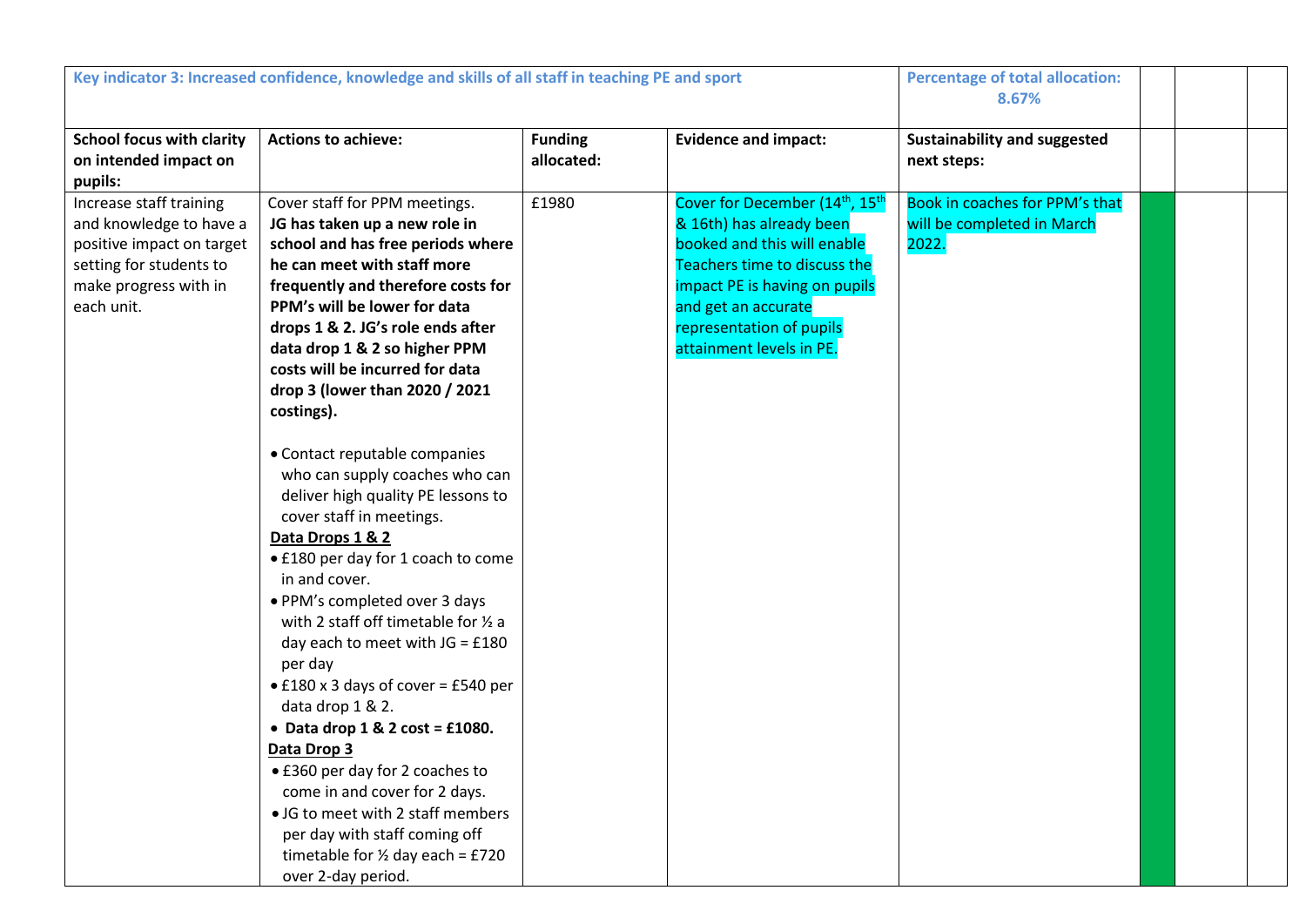| Key indicator 3: Increased confidence, knowledge and skills of all staff in teaching PE and sport | | | | Percentage of total allocation: 8.67% | | | |
|---|---|---|---|---|---|---|---|
| **School focus with clarity on intended impact on pupils:** | **Actions to achieve:** | **Funding allocated:** | **Evidence and impact:** | **Sustainability and suggested next steps:** | | | |
| Increase staff training and knowledge to have a positive impact on target setting for students to make progress with in each unit. | Cover staff for PPM meetings. **JG has taken up a new role in school and has free periods where he can meet with staff more frequently and therefore costs for PPM's will be lower for data drops 1 & 2. JG's role ends after data drop 1 & 2 so higher PPM costs will be incurred for data drop 3 (lower than 2020 / 2021 costings).**<br><br>• Contact reputable companies who can supply coaches who can deliver high quality PE lessons to cover staff in meetings.<br>**<u>Data Drops 1 & 2</u>**<br>• £180 per day for 1 coach to come in and cover.<br>• PPM's completed over 3 days with 2 staff off timetable for ½ a day each to meet with JG = £180 per day<br>• £180 x 3 days of cover = £540 per data drop 1 & 2.<br>• **Data drop 1 & 2 cost = £1080.**<br>**<u>Data Drop 3</u>**<br>• £360 per day for 2 coaches to come in and cover for 2 days.<br>• JG to meet with 2 staff members per day with staff coming off timetable for ½ day each = £720 over 2-day period. | £1980 | Cover for December (14th, 15th & 16th) has already been booked and this will enable Teachers time to discuss the impact PE is having on pupils and get an accurate representation of pupils attainment levels in PE. | Book in coaches for PPM's that will be completed in March 2022. | | | |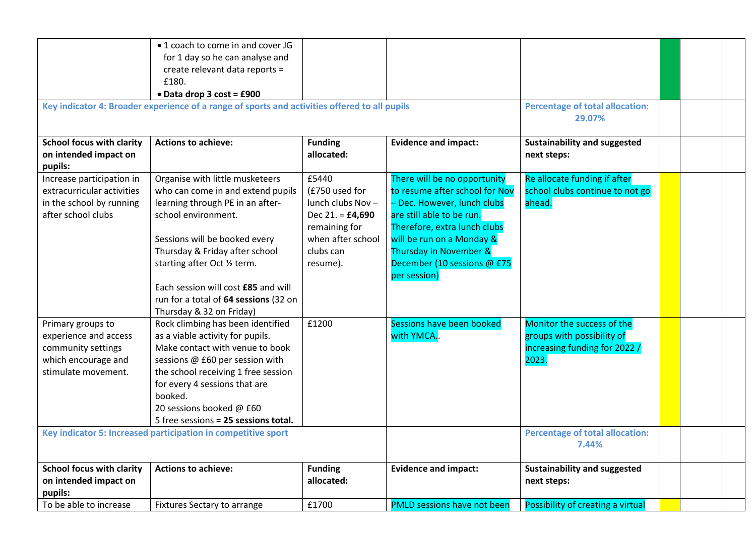| School focus with clarity on intended impact on pupils: | Actions to achieve: | Funding allocated: | Evidence and impact: | Sustainability and suggested next steps: | | | |
|---|---|---|---|---|---|---|---|
| | • 1 coach to come in and cover JG for 1 day so he can analyse and create relevant data reports = £180.<br>• **Data drop 3 cost = £900** | | | | | | |
| **Key indicator 4: Broader experience of a range of sports and activities offered to all pupils** | | | | **Percentage of total allocation: 29.07%** | | | |
| **School focus with clarity on intended impact on pupils:** | **Actions to achieve:** | **Funding allocated:** | **Evidence and impact:** | **Sustainability and suggested next steps:** | | | |
| Increase participation in extracurricular activities in the school by running after school clubs | Organise with little musketeers who can come in and extend pupils learning through PE in an after-school environment.<br><br>Sessions will be booked every Thursday & Friday after school starting after Oct ½ term.<br><br>Each session will cost **£85** and will run for a total of **64 sessions** (32 on Thursday & 32 on Friday) | £5440 (£750 used for lunch clubs Nov – Dec 21. = **£4,690** remaining for when after school clubs can resume). | There will be no opportunity to resume after school for Nov – Dec. However, lunch clubs are still able to be run. Therefore, extra lunch clubs will be run on a Monday & Thursday in November & December (10 sessions @ £75 per session) | Re allocate funding if after school clubs continue to not go ahead. | | | |
| Primary groups to experience and access community settings which encourage and stimulate movement. | Rock climbing has been identified as a viable activity for pupils. Make contact with venue to book sessions @ £60 per session with the school receiving 1 free session for every 4 sessions that are booked.<br>20 sessions booked @ £60<br>5 free sessions = **25 sessions total.** | £1200 | Sessions have been booked with YMCA.. | Monitor the success of the groups with possibility of increasing funding for 2022 / 2023. | | | |
| **Key indicator 5: Increased participation in competitive sport** | | | | **Percentage of total allocation: 7.44%** | | | |
| **School focus with clarity on intended impact on pupils:** | **Actions to achieve:** | **Funding allocated:** | **Evidence and impact:** | **Sustainability and suggested next steps:** | | | |
| To be able to increase | Fixtures Sectary to arrange | £1700 | PMLD sessions have not been | Possibility of creating a virtual | | | |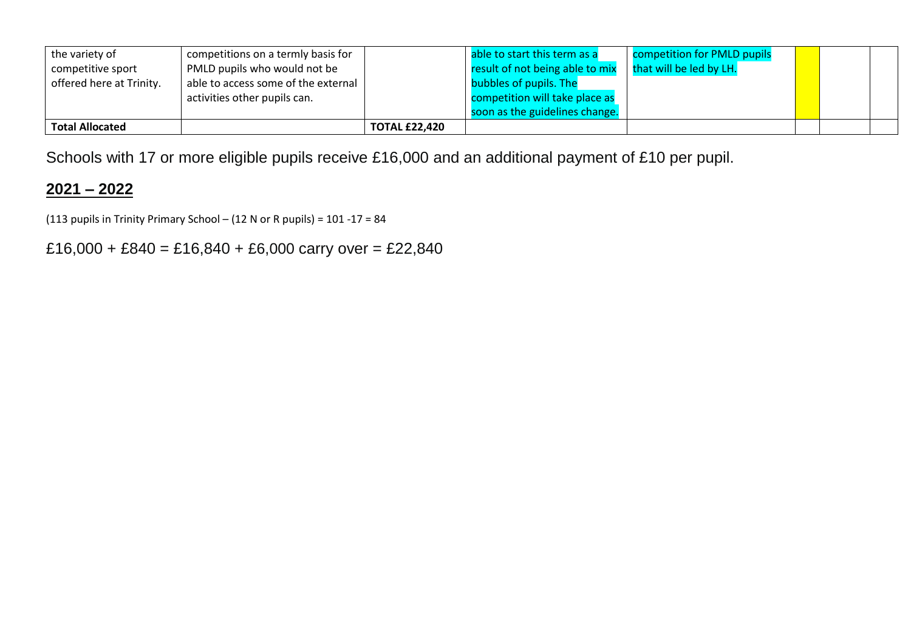| | | | | | | | |
|---|---|---|---|---|---|---|---|
| the variety of competitive sport offered here at Trinity. | competitions on a termly basis for PMLD pupils who would not be able to access some of the external activities other pupils can. | | able to start this term as a result of not being able to mix bubbles of pupils. The competition will take place as soon as the guidelines change. | competition for PMLD pupils that will be led by LH. | | | |
| **Total Allocated** | | **TOTAL £22,420** | | | | | |

Schools with 17 or more eligible pupils receive £16,000 and an additional payment of £10 per pupil.

## 2021 – 2022

(113 pupils in Trinity Primary School – (12 N or R pupils) = 101 -17 = 84

£16,000 + £840 = £16,840 + £6,000 carry over = £22,840